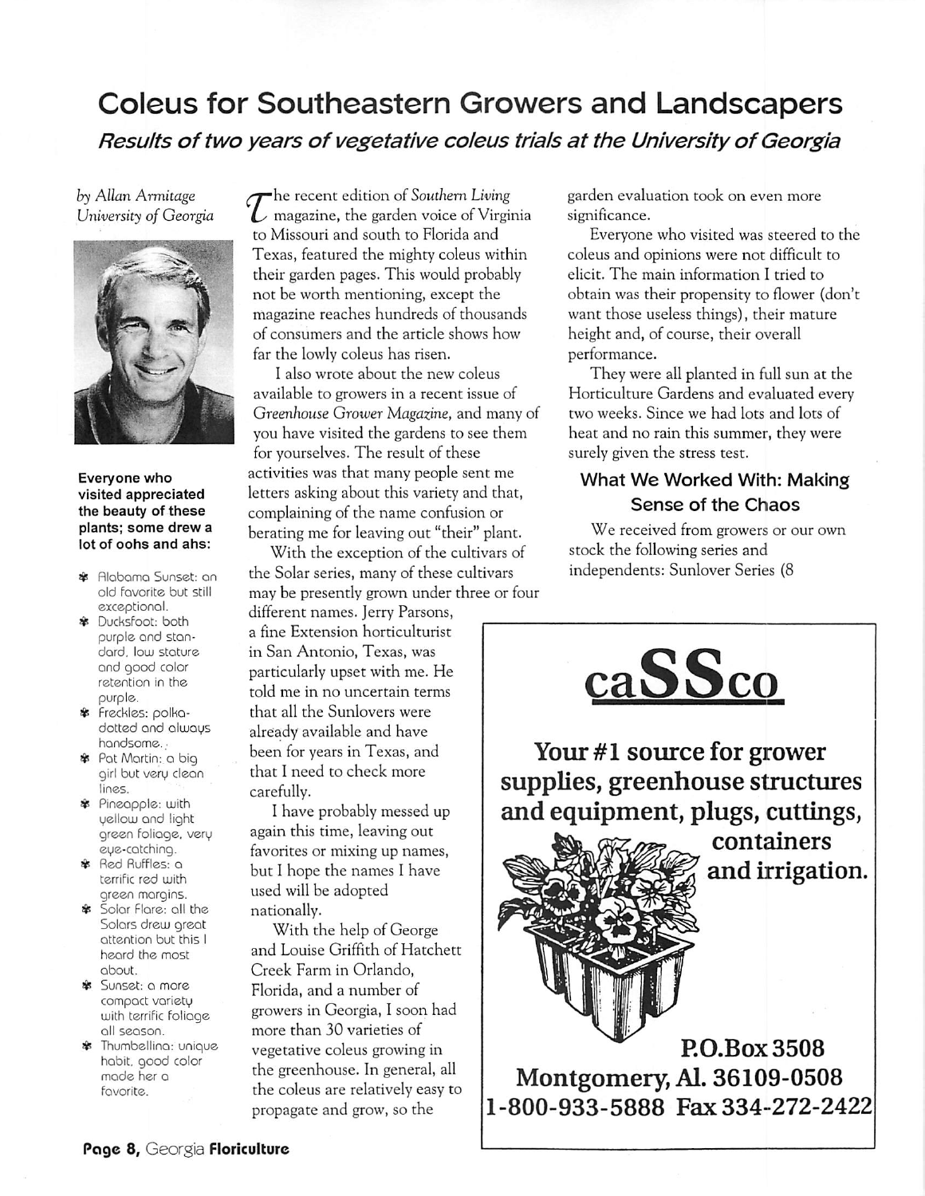# Coleus for Southeastern Growers and Landscapers

***Results of two years of vegetative coleus trials at the University of Georgia***

*by Allan Armitage*
*University of Georgia*

**Everyone who visited appreciated the beauty of these plants; some drew a lot of oohs and ahs:**

- Alabama Sunset: an old favorite but still exceptional.
- Ducksfoot: both purple and standard, low stature and good color retention in the purple.
- Freckles: polka-dotted and always handsome.
- Pat Martin: a big girl but very clean lines.
- Pineapple: with yellow and light green foliage, very eye-catching.
- Red Ruffles: a terrific red with green margins.
- Solar Flare: all the Solars drew great attention but this I heard the most about.
- Sunset: a more compact variety with terrific foliage all season.
- Thumbellina: unique habit, good color made her a favorite.

The recent edition of *Southern Living* magazine, the garden voice of Virginia to Missouri and south to Florida and Texas, featured the mighty coleus within their garden pages. This would probably not be worth mentioning, except the magazine reaches hundreds of thousands of consumers and the article shows how far the lowly coleus has risen.

I also wrote about the new coleus available to growers in a recent issue of *Greenhouse Grower Magazine*, and many of you have visited the gardens to see them for yourselves. The result of these activities was that many people sent me letters asking about this variety and that, complaining of the name confusion or berating me for leaving out "their" plant.

With the exception of the cultivars of the Solar series, many of these cultivars may be presently grown under three or four different names. Jerry Parsons, a fine Extension horticulturist in San Antonio, Texas, was particularly upset with me. He told me in no uncertain terms that all the Sunlovers were already available and have been for years in Texas, and that I need to check more carefully.

I have probably messed up again this time, leaving out favorites or mixing up names, but I hope the names I have used will be adopted nationally.

With the help of George and Louise Griffith of Hatchett Creek Farm in Orlando, Florida, and a number of growers in Georgia, I soon had more than 30 varieties of vegetative coleus growing in the greenhouse. In general, all the coleus are relatively easy to propagate and grow, so the garden evaluation took on even more significance.

Everyone who visited was steered to the coleus and opinions were not difficult to elicit. The main information I tried to obtain was their propensity to flower (don't want those useless things), their mature height and, of course, their overall performance.

They were all planted in full sun at the Horticulture Gardens and evaluated every two weeks. Since we had lots and lots of heat and no rain this summer, they were surely given the stress test.

## What We Worked With: Making Sense of the Chaos

We received from growers or our own stock the following series and independents: Sunlover Series (8

---

**caSSco**

**Your #1 source for grower supplies, greenhouse structures and equipment, plugs, cuttings, containers and irrigation.**

**P.O.Box 3508**
**Montgomery, Al. 36109-0508**
**1-800-933-5888 Fax 334-272-2422**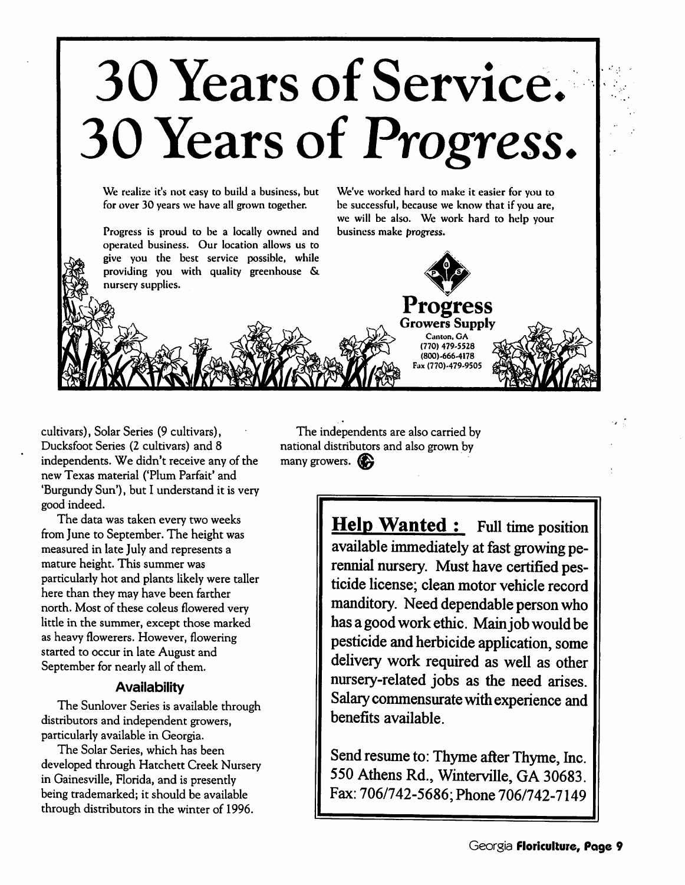# 30 Years of Service. 30 Years of *Progress*.

We realize it's not easy to build a business, but for over 30 years we have all grown together.

Progress is proud to be a locally owned and operated business. Our location allows us to give you the best service possible, while providing you with quality greenhouse & nursery supplies.

We've worked hard to make it easier for you to be successful, because we know that if you are, we will be also. We work hard to help your business make *progress*.

**Progress**
**Growers Supply**
Canton, GA
(770) 479-5528
(800)-666-4178
Fax (770)-479-9505

cultivars), Solar Series (9 cultivars), Ducksfoot Series (2 cultivars) and 8 independents. We didn't receive any of the new Texas material ('Plum Parfait' and 'Burgundy Sun'), but I understand it is very good indeed.

The data was taken every two weeks from June to September. The height was measured in late July and represents a mature height. This summer was particularly hot and plants likely were taller here than they may have been farther north. Most of these coleus flowered very little in the summer, except those marked as heavy flowerers. However, flowering started to occur in late August and September for nearly all of them.

### Availability

The Sunlover Series is available through distributors and independent growers, particularly available in Georgia.

The Solar Series, which has been developed through Hatchett Creek Nursery in Gainesville, Florida, and is presently being trademarked; it should be available through distributors in the winter of 1996.

The independents are also carried by national distributors and also grown by many growers.

**Help Wanted :** Full time position available immediately at fast growing perennial nursery. Must have certified pesticide license; clean motor vehicle record manditory. Need dependable person who has a good work ethic. Main job would be pesticide and herbicide application, some delivery work required as well as other nursery-related jobs as the need arises. Salary commensurate with experience and benefits available.

Send resume to: Thyme after Thyme, Inc. 550 Athens Rd., Winterville, GA 30683. Fax: 706/742-5686; Phone 706/742-7149